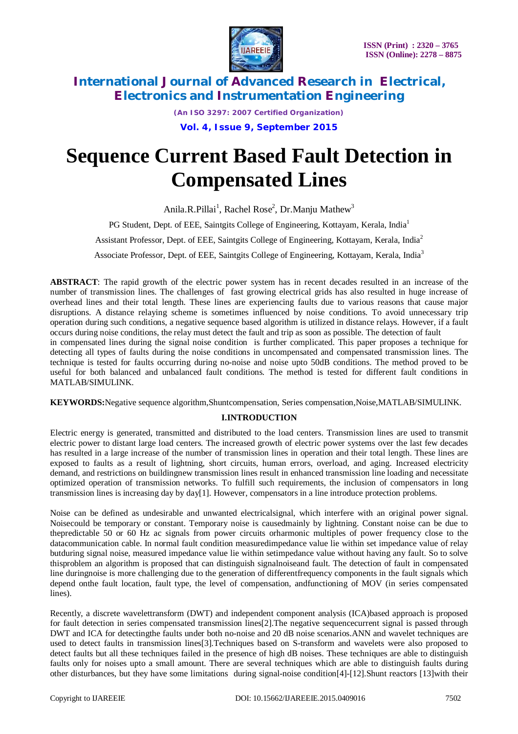# Sequence Current Based Fault Detection in Compensated Lines

Anila.R.Pillai[1], Rachel Rose[2], Dr.Manju Mathew[3]

PG Student, Dept. of EEE, Saintgits College of Engineering, Kottayam, Kerala, India[1]

Assistant Professor, Dept. of EEE, Saintgits College of Engineering, Kottayam, Kerala, India[2]

Associate Professor, Dept. of EEE, Saintgits College of Engineering, Kottayam, Kerala, India[3]

**ABSTRACT**: The rapid growth of the electric power system has in recent decades resulted in an increase of the number of transmission lines. The challenges of fast growing electrical grids has also resulted in huge increase of overhead lines and their total length. These lines are experiencing faults due to various reasons that cause major disruptions. A distance relaying scheme is sometimes influenced by noise conditions. To avoid unnecessary trip operation during such conditions, a negative sequence based algorithm is utilized in distance relays. However, if a fault occurs during noise conditions, the relay must detect the fault and trip as soon as possible. The detection of fault in compensated lines during the signal noise condition is further complicated. This paper proposes a technique for detecting all types of faults during the noise conditions in uncompensated and compensated transmission lines. The technique is tested for faults occurring during no-noise and noise upto 50dB conditions. The method proved to be useful for both balanced and unbalanced fault conditions. The method is tested for different fault conditions in MATLAB/SIMULINK.

**KEYWORDS:**Negative sequence algorithm,Shuntcompensation, Series compensation,Noise,MATLAB/SIMULINK.

## I.INTRODUCTION

Electric energy is generated, transmitted and distributed to the load centers. Transmission lines are used to transmit electric power to distant large load centers. The increased growth of electric power systems over the last few decades has resulted in a large increase of the number of transmission lines in operation and their total length. These lines are exposed to faults as a result of lightning, short circuits, human errors, overload, and aging. Increased electricity demand, and restrictions on buildingnew transmission lines result in enhanced transmission line loading and necessitate optimized operation of transmission networks. To fulfill such requirements, the inclusion of compensators in long transmission lines is increasing day by day[1]. However, compensators in a line introduce protection problems.

Noise can be defined as undesirable and unwanted electricalsignal, which interfere with an original power signal. Noisecould be temporary or constant. Temporary noise is causedmainly by lightning. Constant noise can be due to thepredictable 50 or 60 Hz ac signals from power circuits orharmonic multiples of power frequency close to the datacommunication cable. In normal fault condition measuredimpedance value lie within set impedance value of relay butduring signal noise, measured impedance value lie within setimpedance value without having any fault. So to solve thisproblem an algorithm is proposed that can distinguish signalnoiseand fault. The detection of fault in compensated line duringnoise is more challenging due to the generation of differentfrequency components in the fault signals which depend onthe fault location, fault type, the level of compensation, andfunctioning of MOV (in series compensated lines).

Recently, a discrete wavelettransform (DWT) and independent component analysis (ICA)based approach is proposed for fault detection in series compensated transmission lines[2].The negative sequencecurrent signal is passed through DWT and ICA for detectingthe faults under both no-noise and 20 dB noise scenarios.ANN and wavelet techniques are used to detect faults in transmission lines[3].Techniques based on S-transform and wavelets were also proposed to detect faults but all these techniques failed in the presence of high dB noises. These techniques are able to distinguish faults only for noises upto a small amount. There are several techniques which are able to distinguish faults during other disturbances, but they have some limitations during signal-noise condition[4]-[12].Shunt reactors [13]with their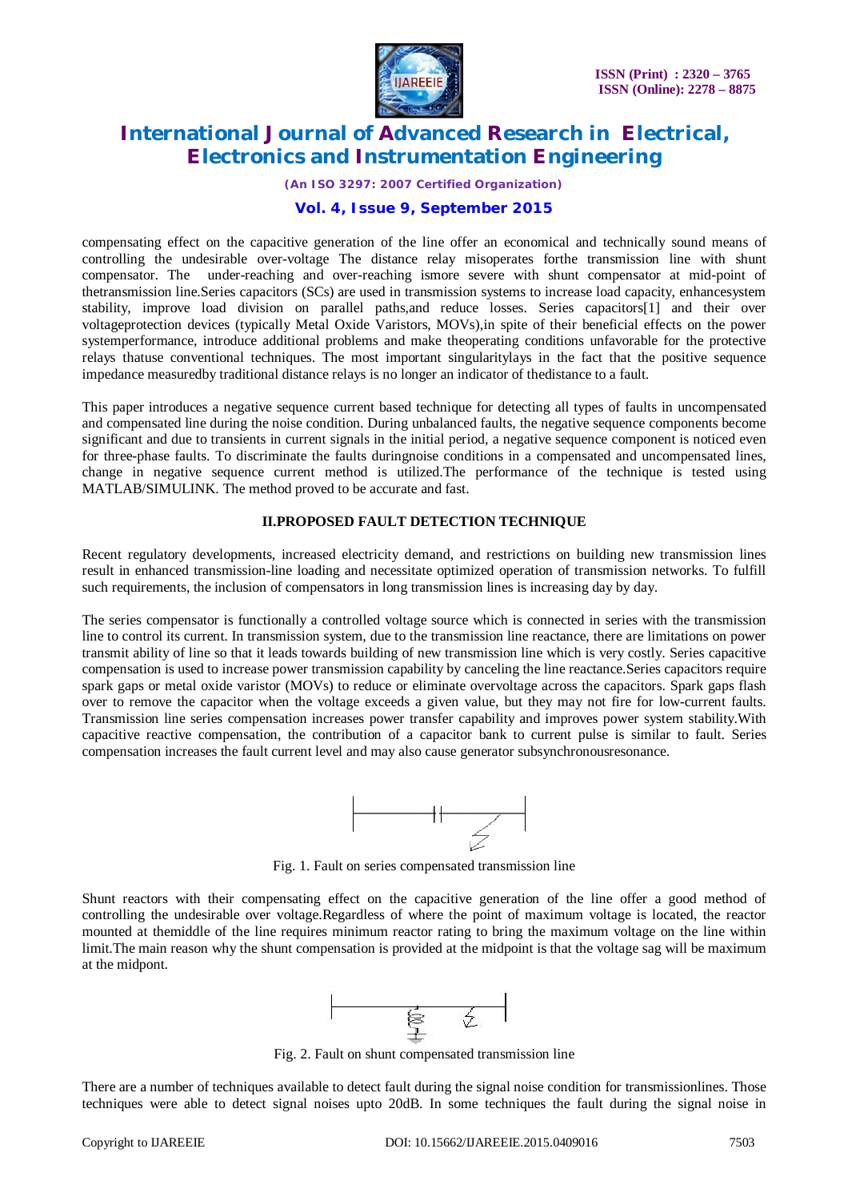compensating effect on the capacitive generation of the line offer an economical and technically sound means of controlling the undesirable over-voltage The distance relay misoperates forthe transmission line with shunt compensator. The under-reaching and over-reaching ismore severe with shunt compensator at mid-point of thetransmission line.Series capacitors (SCs) are used in transmission systems to increase load capacity, enhancesystem stability, improve load division on parallel paths,and reduce losses. Series capacitors[1] and their over voltageprotection devices (typically Metal Oxide Varistors, MOVs),in spite of their beneficial effects on the power systemperformance, introduce additional problems and make theoperating conditions unfavorable for the protective relays thatuse conventional techniques. The most important singularitylays in the fact that the positive sequence impedance measuredby traditional distance relays is no longer an indicator of thedistance to a fault.

This paper introduces a negative sequence current based technique for detecting all types of faults in uncompensated and compensated line during the noise condition. During unbalanced faults, the negative sequence components become significant and due to transients in current signals in the initial period, a negative sequence component is noticed even for three-phase faults. To discriminate the faults duringnoise conditions in a compensated and uncompensated lines, change in negative sequence current method is utilized.The performance of the technique is tested using MATLAB/SIMULINK. The method proved to be accurate and fast.

## II.PROPOSED FAULT DETECTION TECHNIQUE

Recent regulatory developments, increased electricity demand, and restrictions on building new transmission lines result in enhanced transmission-line loading and necessitate optimized operation of transmission networks. To fulfill such requirements, the inclusion of compensators in long transmission lines is increasing day by day.

The series compensator is functionally a controlled voltage source which is connected in series with the transmission line to control its current. In transmission system, due to the transmission line reactance, there are limitations on power transmit ability of line so that it leads towards building of new transmission line which is very costly. Series capacitive compensation is used to increase power transmission capability by canceling the line reactance.Series capacitors require spark gaps or metal oxide varistor (MOVs) to reduce or eliminate overvoltage across the capacitors. Spark gaps flash over to remove the capacitor when the voltage exceeds a given value, but they may not fire for low-current faults. Transmission line series compensation increases power transfer capability and improves power system stability.With capacitive reactive compensation, the contribution of a capacitor bank to current pulse is similar to fault. Series compensation increases the fault current level and may also cause generator subsynchronousresonance.

Fig. 1. Fault on series compensated transmission line

Shunt reactors with their compensating effect on the capacitive generation of the line offer a good method of controlling the undesirable over voltage.Regardless of where the point of maximum voltage is located, the reactor mounted at themiddle of the line requires minimum reactor rating to bring the maximum voltage on the line within limit.The main reason why the shunt compensation is provided at the midpoint is that the voltage sag will be maximum at the midpont.

Fig. 2. Fault on shunt compensated transmission line

There are a number of techniques available to detect fault during the signal noise condition for transmissionlines. Those techniques were able to detect signal noises upto 20dB. In some techniques the fault during the signal noise in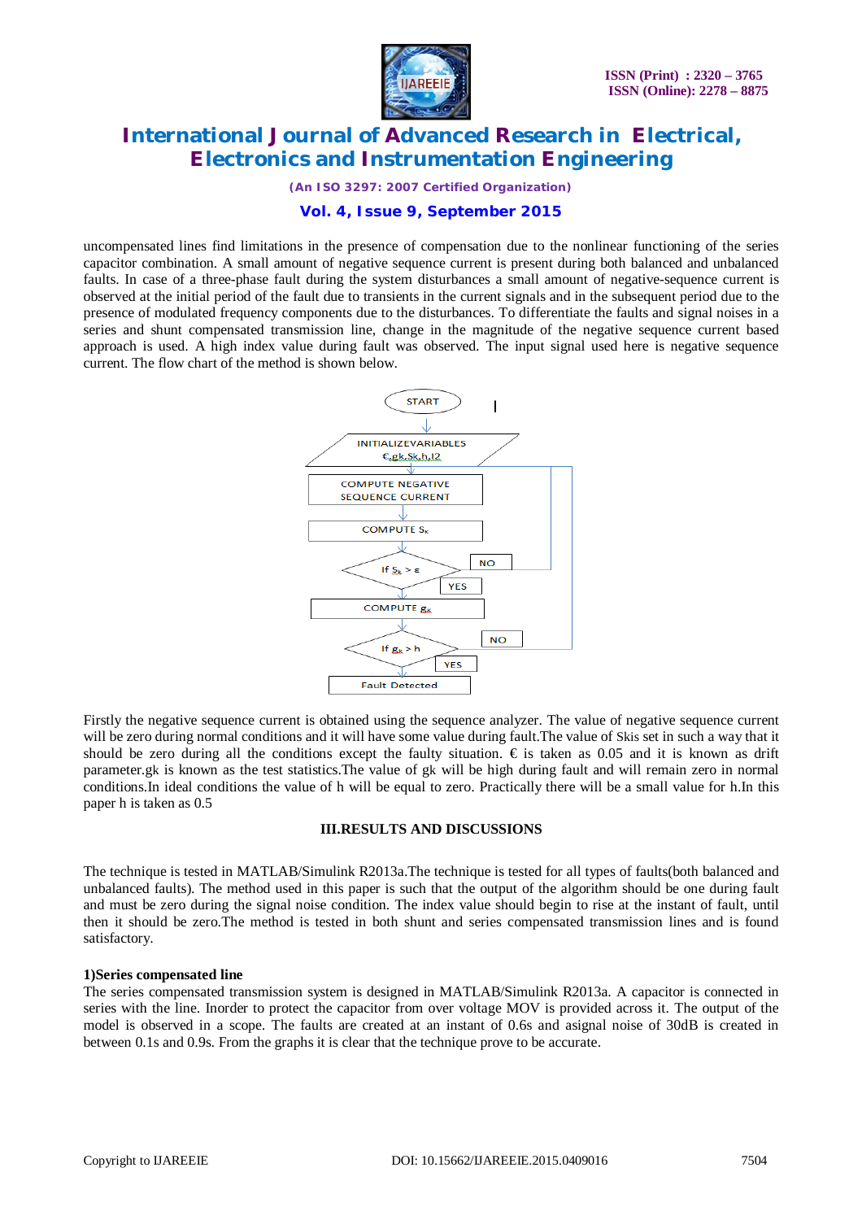uncompensated lines find limitations in the presence of compensation due to the nonlinear functioning of the series capacitor combination. A small amount of negative sequence current is present during both balanced and unbalanced faults. In case of a three-phase fault during the system disturbances a small amount of negative-sequence current is observed at the initial period of the fault due to transients in the current signals and in the subsequent period due to the presence of modulated frequency components due to the disturbances. To differentiate the faults and signal noises in a series and shunt compensated transmission line, change in the magnitude of the negative sequence current based approach is used. A high index value during fault was observed. The input signal used here is negative sequence current. The flow chart of the method is shown below.

START → INITIALIZEVARIABLES €,gk,Sk,h,I2 → COMPUTE NEGATIVE SEQUENCE CURRENT → COMPUTE $S_k$ → If $S_k$ > ε (NO: return to COMPUTE NEGATIVE SEQUENCE CURRENT; YES) → COMPUTE $g_k$ → If $g_k$ > h (NO: return to COMPUTE NEGATIVE SEQUENCE CURRENT; YES) → Fault Detected

Firstly the negative sequence current is obtained using the sequence analyzer. The value of negative sequence current will be zero during normal conditions and it will have some value during fault.The value of Skis set in such a way that it should be zero during all the conditions except the faulty situation. € is taken as 0.05 and it is known as drift parameter.gk is known as the test statistics.The value of gk will be high during fault and will remain zero in normal conditions.In ideal conditions the value of h will be equal to zero. Practically there will be a small value for h.In this paper h is taken as 0.5

## III.RESULTS AND DISCUSSIONS

The technique is tested in MATLAB/Simulink R2013a.The technique is tested for all types of faults(both balanced and unbalanced faults). The method used in this paper is such that the output of the algorithm should be one during fault and must be zero during the signal noise condition. The index value should begin to rise at the instant of fault, until then it should be zero.The method is tested in both shunt and series compensated transmission lines and is found satisfactory.

### 1)Series compensated line

The series compensated transmission system is designed in MATLAB/Simulink R2013a. A capacitor is connected in series with the line. Inorder to protect the capacitor from over voltage MOV is provided across it. The output of the model is observed in a scope. The faults are created at an instant of 0.6s and asignal noise of 30dB is created in between 0.1s and 0.9s. From the graphs it is clear that the technique prove to be accurate.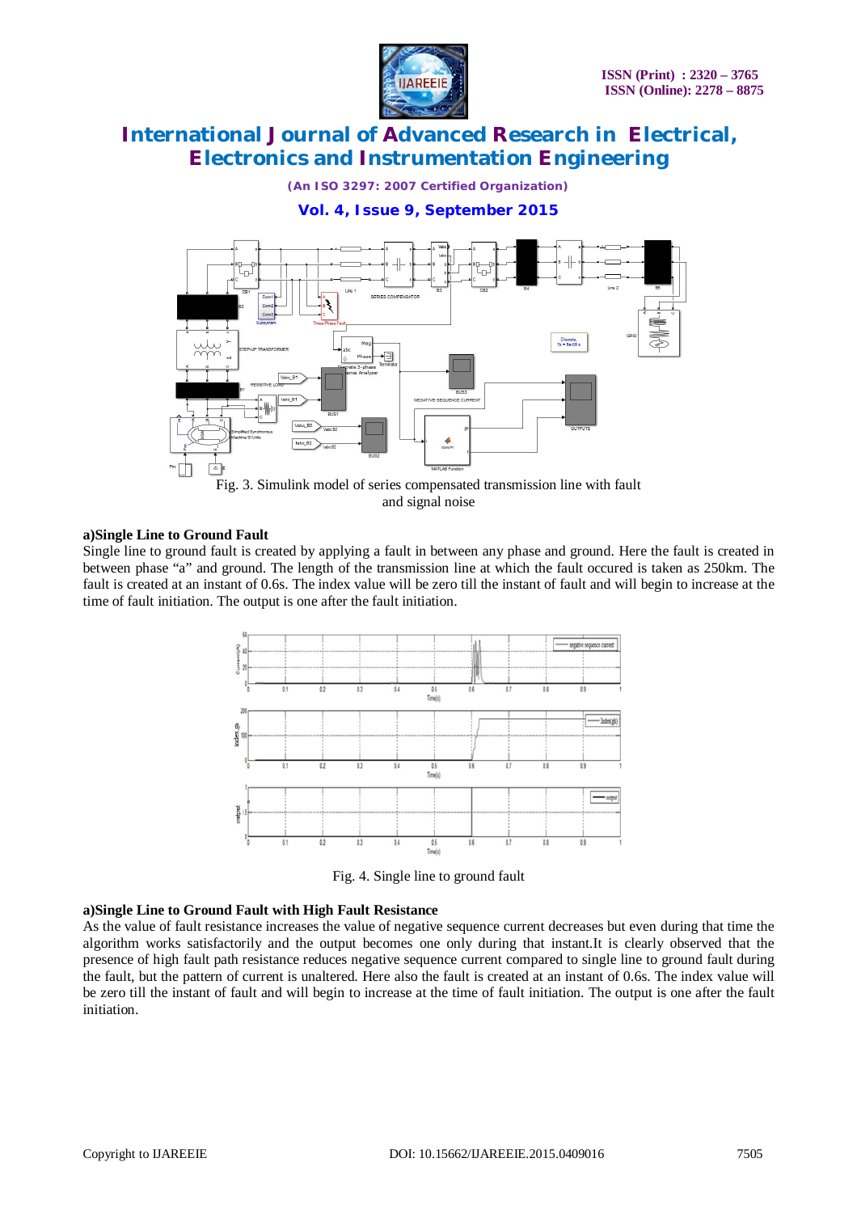Fig. 3. Simulink model of series compensated transmission line with fault and signal noise

**a)Single Line to Ground Fault**

Single line to ground fault is created by applying a fault in between any phase and ground. Here the fault is created in between phase "a" and ground. The length of the transmission line at which the fault occured is taken as 250km. The fault is created at an instant of 0.6s. The index value will be zero till the instant of fault and will begin to increase at the time of fault initiation. The output is one after the fault initiation.

Fig. 4. Single line to ground fault

**a)Single Line to Ground Fault with High Fault Resistance**

As the value of fault resistance increases the value of negative sequence current decreases but even during that time the algorithm works satisfactorily and the output becomes one only during that instant.It is clearly observed that the presence of high fault path resistance reduces negative sequence current compared to single line to ground fault during the fault, but the pattern of current is unaltered. Here also the fault is created at an instant of 0.6s. The index value will be zero till the instant of fault and will begin to increase at the time of fault initiation. The output is one after the fault initiation.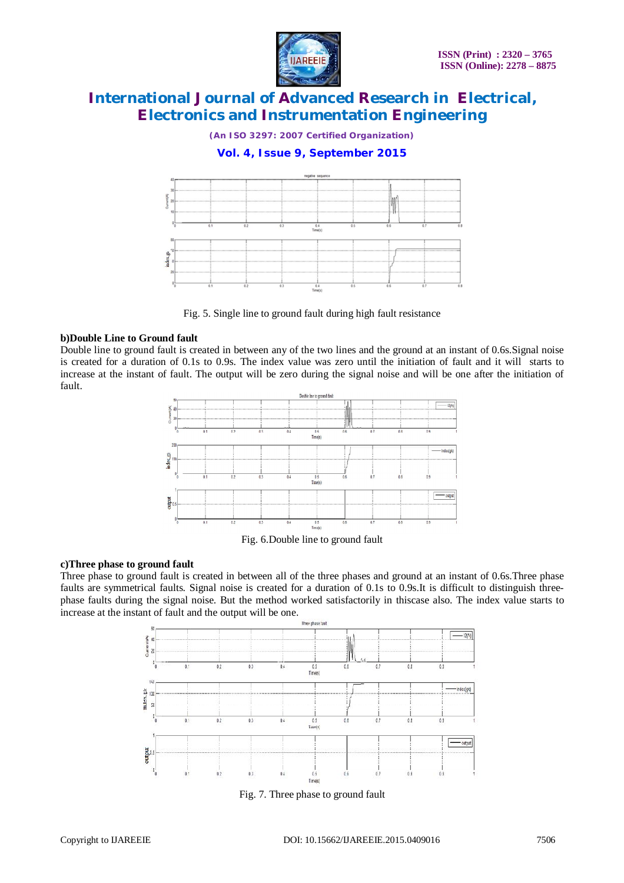Fig. 5. Single line to ground fault during high fault resistance

**b)Double Line to Ground fault**

Double line to ground fault is created in between any of the two lines and the ground at an instant of 0.6s.Signal noise is created for a duration of 0.1s to 0.9s. The index value was zero until the initiation of fault and it will starts to increase at the instant of fault. The output will be zero during the signal noise and will be one after the initiation of fault.

Fig. 6.Double line to ground fault

**c)Three phase to ground fault**

Three phase to ground fault is created in between all of the three phases and ground at an instant of 0.6s.Three phase faults are symmetrical faults. Signal noise is created for a duration of 0.1s to 0.9s.It is difficult to distinguish three-phase faults during the signal noise. But the method worked satisfactorily in thiscase also. The index value starts to increase at the instant of fault and the output will be one.

Fig. 7. Three phase to ground fault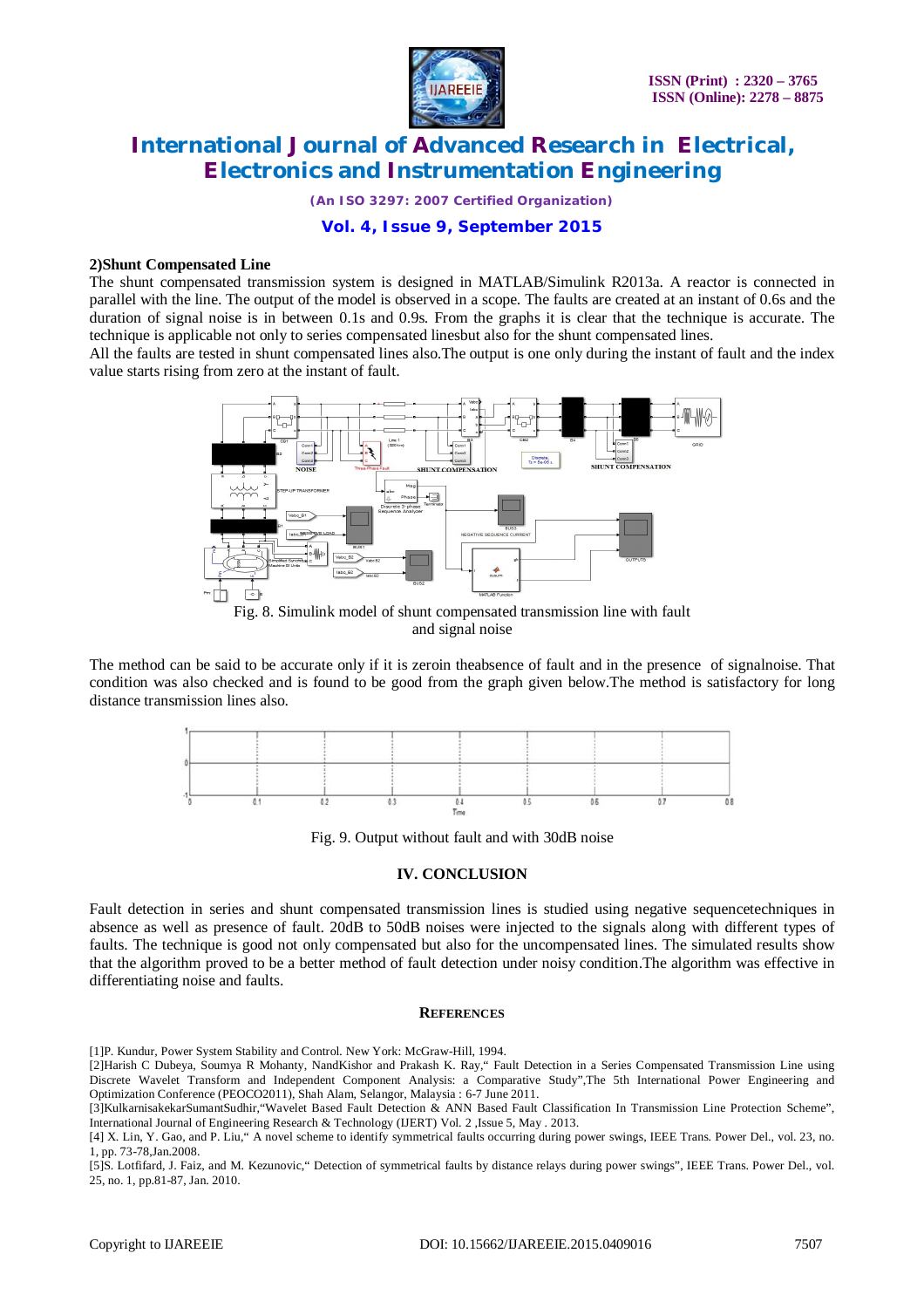**2)Shunt Compensated Line**

The shunt compensated transmission system is designed in MATLAB/Simulink R2013a. A reactor is connected in parallel with the line. The output of the model is observed in a scope. The faults are created at an instant of 0.6s and the duration of signal noise is in between 0.1s and 0.9s. From the graphs it is clear that the technique is accurate. The technique is applicable not only to series compensated linesbut also for the shunt compensated lines.

All the faults are tested in shunt compensated lines also.The output is one only during the instant of fault and the index value starts rising from zero at the instant of fault.

Fig. 8. Simulink model of shunt compensated transmission line with fault and signal noise

The method can be said to be accurate only if it is zeroin theabsence of fault and in the presence of signalnoise. That condition was also checked and is found to be good from the graph given below.The method is satisfactory for long distance transmission lines also.

Fig. 9. Output without fault and with 30dB noise

## IV. CONCLUSION

Fault detection in series and shunt compensated transmission lines is studied using negative sequencetechniques in absence as well as presence of fault. 20dB to 50dB noises were injected to the signals along with different types of faults. The technique is good not only compensated but also for the uncompensated lines. The simulated results show that the algorithm proved to be a better method of fault detection under noisy condition.The algorithm was effective in differentiating noise and faults.

### REFERENCES

[1]P. Kundur, Power System Stability and Control. New York: McGraw-Hill, 1994.

[2]Harish C Dubeya, Soumya R Mohanty, NandKishor and Prakash K. Ray,“ Fault Detection in a Series Compensated Transmission Line using Discrete Wavelet Transform and Independent Component Analysis: a Comparative Study”,The 5th International Power Engineering and Optimization Conference (PEOCO2011), Shah Alam, Selangor, Malaysia : 6-7 June 2011.

[3]KulkarnisakekarSumantSudhir,“Wavelet Based Fault Detection & ANN Based Fault Classification In Transmission Line Protection Scheme”, International Journal of Engineering Research & Technology (IJERT) Vol. 2 ,Issue 5, May . 2013.

[4] X. Lin, Y. Gao, and P. Liu,“ A novel scheme to identify symmetrical faults occurring during power swings, IEEE Trans. Power Del., vol. 23, no. 1, pp. 73-78,Jan.2008.

[5]S. Lotfifard, J. Faiz, and M. Kezunovic,“ Detection of symmetrical faults by distance relays during power swings”, IEEE Trans. Power Del., vol. 25, no. 1, pp.81-87, Jan. 2010.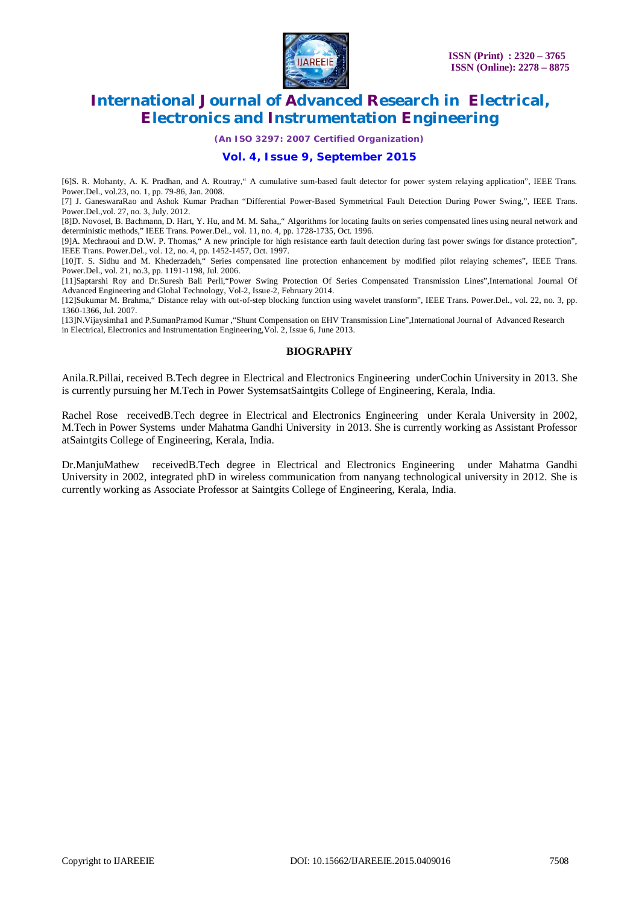[6]S. R. Mohanty, A. K. Pradhan, and A. Routray," A cumulative sum-based fault detector for power system relaying application", IEEE Trans. Power.Del., vol.23, no. 1, pp. 79-86, Jan. 2008.

[7] J. GaneswaraRao and Ashok Kumar Pradhan "Differential Power-Based Symmetrical Fault Detection During Power Swing,", IEEE Trans. Power.Del.,vol. 27, no. 3, July. 2012.

[8]D. Novosel, B. Bachmann, D. Hart, Y. Hu, and M. M. Saha,," Algorithms for locating faults on series compensated lines using neural network and deterministic methods," IEEE Trans. Power.Del., vol. 11, no. 4, pp. 1728-1735, Oct. 1996.

[9]A. Mechraoui and D.W. P. Thomas," A new principle for high resistance earth fault detection during fast power swings for distance protection", IEEE Trans. Power.Del., vol. 12, no. 4, pp. 1452-1457, Oct. 1997.

[10]T. S. Sidhu and M. Khederzadeh," Series compensated line protection enhancement by modified pilot relaying schemes", IEEE Trans. Power.Del., vol. 21, no.3, pp. 1191-1198, Jul. 2006.

[11]Saptarshi Roy and Dr.Suresh Bali Perli,"Power Swing Protection Of Series Compensated Transmission Lines",International Journal Of Advanced Engineering and Global Technology, Vol-2, Issue-2, February 2014.

[12]Sukumar M. Brahma," Distance relay with out-of-step blocking function using wavelet transform", IEEE Trans. Power.Del., vol. 22, no. 3, pp. 1360-1366, Jul. 2007.

[13]N.Vijaysimha1 and P.SumanPramod Kumar ,"Shunt Compensation on EHV Transmission Line",International Journal of Advanced Research in Electrical, Electronics and Instrumentation Engineering,Vol. 2, Issue 6, June 2013.

## BIOGRAPHY

Anila.R.Pillai, received B.Tech degree in Electrical and Electronics Engineering underCochin University in 2013. She is currently pursuing her M.Tech in Power SystemsatSaintgits College of Engineering, Kerala, India.

Rachel Rose receivedB.Tech degree in Electrical and Electronics Engineering under Kerala University in 2002, M.Tech in Power Systems under Mahatma Gandhi University in 2013. She is currently working as Assistant Professor atSaintgits College of Engineering, Kerala, India.

Dr.ManjuMathew receivedB.Tech degree in Electrical and Electronics Engineering under Mahatma Gandhi University in 2002, integrated phD in wireless communication from nanyang technological university in 2012. She is currently working as Associate Professor at Saintgits College of Engineering, Kerala, India.